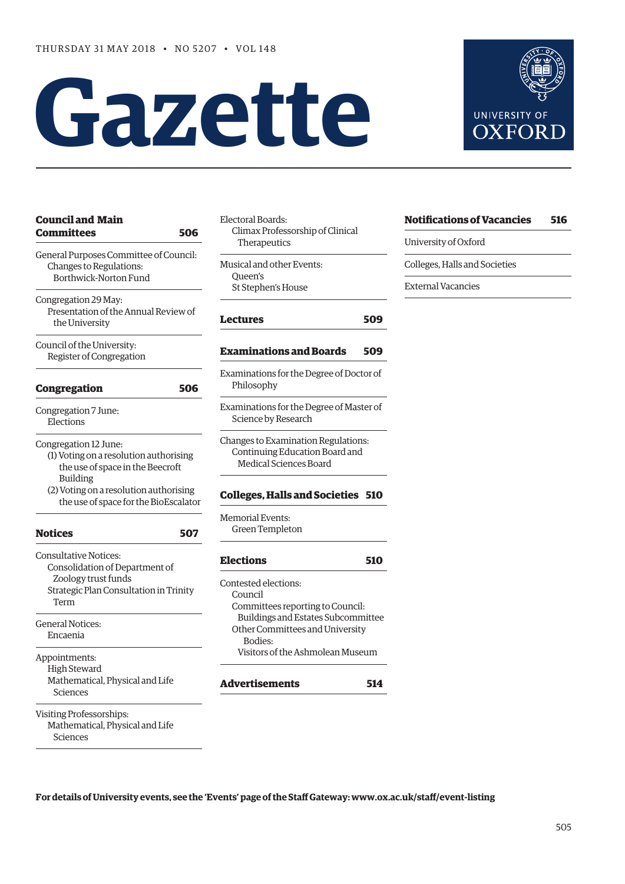THURSDAY 31 MAY 2018 • NO 5207 • VOL 148

# Gazette

UNIVERSITY OF OXFORD

## Council and Main Committees 506

General Purposes Committee of Council:
- Changes to Regulations:
  - Borthwick-Norton Fund

Congregation 29 May:
- Presentation of the Annual Review of the University

Council of the University:
- Register of Congregation

## Congregation 506

Congregation 7 June:
- Elections

Congregation 12 June:
- (1) Voting on a resolution authorising the use of space in the Beecroft Building
- (2) Voting on a resolution authorising the use of space for the BioEscalator

## Notices 507

Consultative Notices:
- Consolidation of Department of Zoology trust funds
- Strategic Plan Consultation in Trinity Term

General Notices:
- Encaenia

Appointments:
- High Steward
- Mathematical, Physical and Life Sciences

Visiting Professorships:
- Mathematical, Physical and Life Sciences

Electoral Boards:
- Climax Professorship of Clinical Therapeutics

Musical and other Events:
- Queen's
- St Stephen's House

## Lectures 509

## Examinations and Boards 509

Examinations for the Degree of Doctor of Philosophy

Examinations for the Degree of Master of Science by Research

Changes to Examination Regulations:
- Continuing Education Board and Medical Sciences Board

## Colleges, Halls and Societies 510

Memorial Events:
- Green Templeton

## Elections 510

Contested elections:
- Council
- Committees reporting to Council:
  - Buildings and Estates Subcommittee
- Other Committees and University Bodies:
  - Visitors of the Ashmolean Museum

## Advertisements 514

## Notifications of Vacancies 516

University of Oxford

Colleges, Halls and Societies

External Vacancies

**For details of University events, see the 'Events' page of the Staff Gateway: www.ox.ac.uk/staff/event-listing**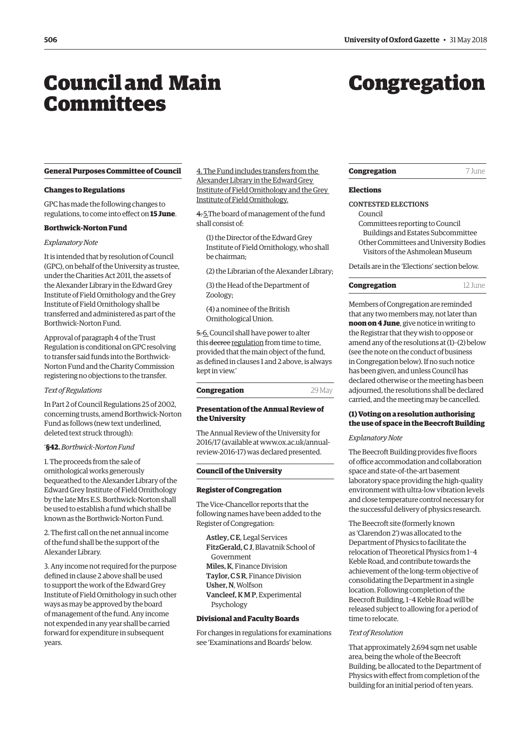# Council and Main Committees

## General Purposes Committee of Council

### Changes to Regulations

GPC has made the following changes to regulations, to come into effect on **15 June**.

### Borthwick-Norton Fund

*Explanatory Note*

It is intended that by resolution of Council (GPC), on behalf of the University as trustee, under the Charities Act 2011, the assets of the Alexander Library in the Edward Grey Institute of Field Ornithology and the Grey Institute of Field Ornithology shall be transferred and administered as part of the Borthwick-Norton Fund.

Approval of paragraph 4 of the Trust Regulation is conditional on GPC resolving to transfer said funds into the Borthwick-Norton Fund and the Charity Commission registering no objections to the transfer.

*Text of Regulations*

In Part 2 of Council Regulations 25 of 2002, concerning trusts, amend Borthwick-Norton Fund as follows (new text underlined, deleted text struck through):

'**§42.** *Borthwick-Norton Fund*

1. The proceeds from the sale of ornithological works generously bequeathed to the Alexander Library of the Edward Grey Institute of Field Ornithology by the late Mrs E.S. Borthwick-Norton shall be used to establish a fund which shall be known as the Borthwick-Norton Fund.

2. The first call on the net annual income of the fund shall be the support of the Alexander Library.

3. Any income not required for the purpose defined in clause 2 above shall be used to support the work of the Edward Grey Institute of Field Ornithology in such other ways as may be approved by the board of management of the fund. Any income not expended in any year shall be carried forward for expenditure in subsequent years.

<u>4. The Fund includes transfers from the Alexander Library in the Edward Grey Institute of Field Ornithology and the Grey Institute of Field Ornithology.</u>

~~4.~~ <u>5.</u>The board of management of the fund shall consist of:

(1) the Director of the Edward Grey Institute of Field Ornithology, who shall be chairman;

(2) the Librarian of the Alexander Library;

(3) the Head of the Department of Zoology;

(4) a nominee of the British Ornithological Union.

~~5.~~ <u>6.</u> Council shall have power to alter this ~~decree~~ <u>regulation</u> from time to time, provided that the main object of the fund, as defined in clauses 1 and 2 above, is always kept in view.'

**Congregation** 29 May

### Presentation of the Annual Review of the University

The Annual Review of the University for 2016/17 (available at www.ox.ac.uk/annual-review-2016-17) was declared presented.

## Council of the University

### Register of Congregation

The Vice-Chancellor reports that the following names have been added to the Register of Congregation:

**Astley, C E**, Legal Services
**FitzGerald, C J**, Blavatnik School of Government
**Miles, K**, Finance Division
**Taylor, C S R**, Finance Division
**Usher, N**, Wolfson
**Vancleef, K M P**, Experimental Psychology

### Divisional and Faculty Boards

For changes in regulations for examinations see 'Examinations and Boards' below.

# Congregation

**Congregation** 7 June

### Elections

CONTESTED ELECTIONS
Council
Committees reporting to Council
Buildings and Estates Subcommittee
Other Committees and University Bodies
Visitors of the Ashmolean Museum

Details are in the 'Elections' section below.

**Congregation** 12 June

Members of Congregation are reminded that any two members may, not later than **noon on 4 June**, give notice in writing to the Registrar that they wish to oppose or amend any of the resolutions at (1)–(2) below (see the note on the conduct of business in Congregation below). If no such notice has been given, and unless Council has declared otherwise or the meeting has been adjourned, the resolutions shall be declared carried, and the meeting may be cancelled.

### (1) Voting on a resolution authorising the use of space in the Beecroft Building

*Explanatory Note*

The Beecroft Building provides five floors of office accommodation and collaboration space and state-of-the-art basement laboratory space providing the high-quality environment with ultra-low vibration levels and close temperature control necessary for the successful delivery of physics research.

The Beecroft site (formerly known as 'Clarendon 2') was allocated to the Department of Physics to facilitate the relocation of Theoretical Physics from 1–4 Keble Road, and contribute towards the achievement of the long-term objective of consolidating the Department in a single location. Following completion of the Beecroft Building, 1–4 Keble Road will be released subject to allowing for a period of time to relocate.

*Text of Resolution*

That approximately 2,694 sqm net usable area, being the whole of the Beecroft Building, be allocated to the Department of Physics with effect from completion of the building for an initial period of ten years.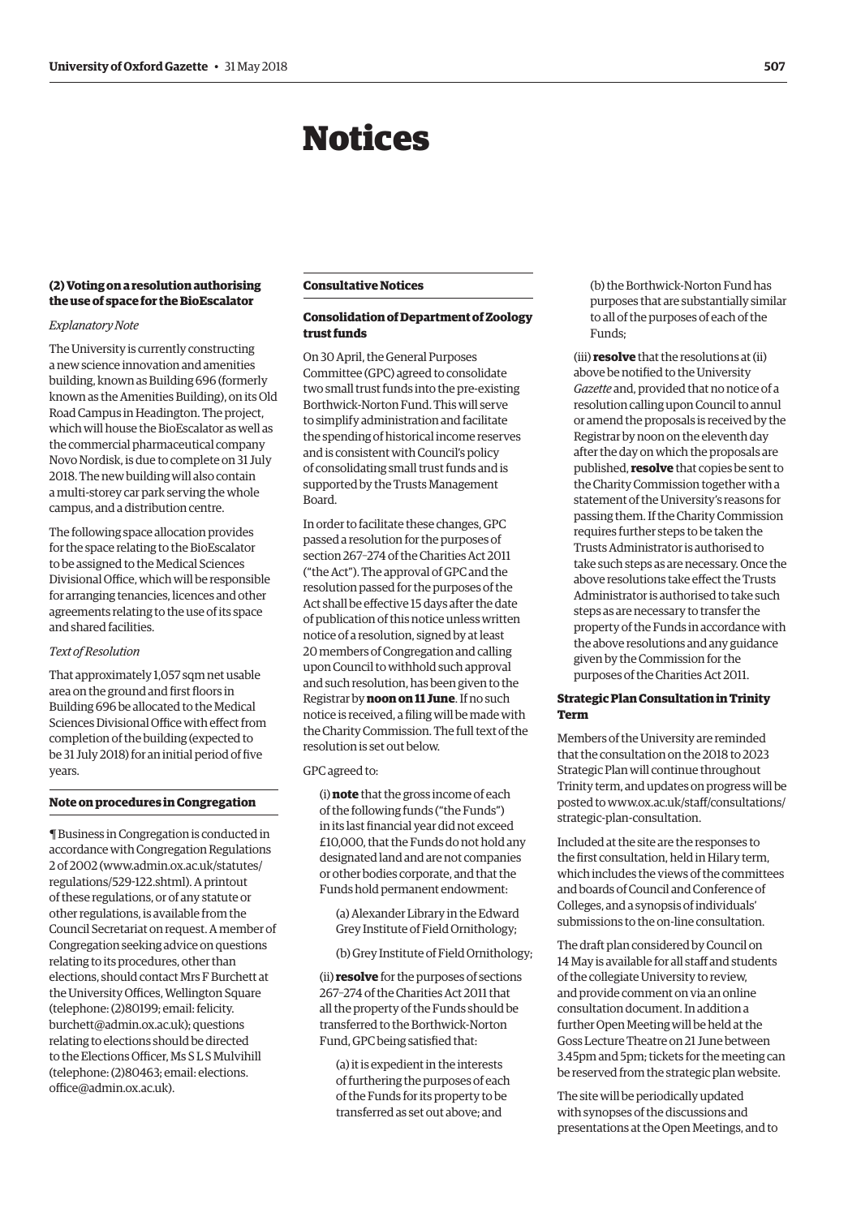# Notices

### (2) Voting on a resolution authorising the use of space for the BioEscalator

*Explanatory Note*

The University is currently constructing a new science innovation and amenities building, known as Building 696 (formerly known as the Amenities Building), on its Old Road Campus in Headington. The project, which will house the BioEscalator as well as the commercial pharmaceutical company Novo Nordisk, is due to complete on 31 July 2018. The new building will also contain a multi-storey car park serving the whole campus, and a distribution centre.

The following space allocation provides for the space relating to the BioEscalator to be assigned to the Medical Sciences Divisional Office, which will be responsible for arranging tenancies, licences and other agreements relating to the use of its space and shared facilities.

*Text of Resolution*

That approximately 1,057 sqm net usable area on the ground and first floors in Building 696 be allocated to the Medical Sciences Divisional Office with effect from completion of the building (expected to be 31 July 2018) for an initial period of five years.

### Note on procedures in Congregation

¶ Business in Congregation is conducted in accordance with Congregation Regulations 2 of 2002 (www.admin.ox.ac.uk/statutes/regulations/529-122.shtml). A printout of these regulations, or of any statute or other regulations, is available from the Council Secretariat on request. A member of Congregation seeking advice on questions relating to its procedures, other than elections, should contact Mrs F Burchett at the University Offices, Wellington Square (telephone: (2)80199; email: felicity.burchett@admin.ox.ac.uk); questions relating to elections should be directed to the Elections Officer, Ms S L S Mulvihill (telephone: (2)80463; email: elections.office@admin.ox.ac.uk).

## Consultative Notices

### Consolidation of Department of Zoology trust funds

On 30 April, the General Purposes Committee (GPC) agreed to consolidate two small trust funds into the pre-existing Borthwick-Norton Fund. This will serve to simplify administration and facilitate the spending of historical income reserves and is consistent with Council's policy of consolidating small trust funds and is supported by the Trusts Management Board.

In order to facilitate these changes, GPC passed a resolution for the purposes of section 267–274 of the Charities Act 2011 ("the Act"). The approval of GPC and the resolution passed for the purposes of the Act shall be effective 15 days after the date of publication of this notice unless written notice of a resolution, signed by at least 20 members of Congregation and calling upon Council to withhold such approval and such resolution, has been given to the Registrar by **noon on 11 June**. If no such notice is received, a filing will be made with the Charity Commission. The full text of the resolution is set out below.

GPC agreed to:

(i) **note** that the gross income of each of the following funds ("the Funds") in its last financial year did not exceed £10,000, that the Funds do not hold any designated land and are not companies or other bodies corporate, and that the Funds hold permanent endowment:

(a) Alexander Library in the Edward Grey Institute of Field Ornithology;

(b) Grey Institute of Field Ornithology;

(ii) **resolve** for the purposes of sections 267–274 of the Charities Act 2011 that all the property of the Funds should be transferred to the Borthwick-Norton Fund, GPC being satisfied that:

(a) it is expedient in the interests of furthering the purposes of each of the Funds for its property to be transferred as set out above; and

(b) the Borthwick-Norton Fund has purposes that are substantially similar to all of the purposes of each of the Funds;

(iii) **resolve** that the resolutions at (ii) above be notified to the University *Gazette* and, provided that no notice of a resolution calling upon Council to annul or amend the proposals is received by the Registrar by noon on the eleventh day after the day on which the proposals are published, **resolve** that copies be sent to the Charity Commission together with a statement of the University's reasons for passing them. If the Charity Commission requires further steps to be taken the Trusts Administrator is authorised to take such steps as are necessary. Once the above resolutions take effect the Trusts Administrator is authorised to take such steps as are necessary to transfer the property of the Funds in accordance with the above resolutions and any guidance given by the Commission for the purposes of the Charities Act 2011.

### Strategic Plan Consultation in Trinity Term

Members of the University are reminded that the consultation on the 2018 to 2023 Strategic Plan will continue throughout Trinity term, and updates on progress will be posted to www.ox.ac.uk/staff/consultations/strategic-plan-consultation.

Included at the site are the responses to the first consultation, held in Hilary term, which includes the views of the committees and boards of Council and Conference of Colleges, and a synopsis of individuals' submissions to the on-line consultation.

The draft plan considered by Council on 14 May is available for all staff and students of the collegiate University to review, and provide comment on via an online consultation document. In addition a further Open Meeting will be held at the Goss Lecture Theatre on 21 June between 3.45pm and 5pm; tickets for the meeting can be reserved from the strategic plan website.

The site will be periodically updated with synopses of the discussions and presentations at the Open Meetings, and to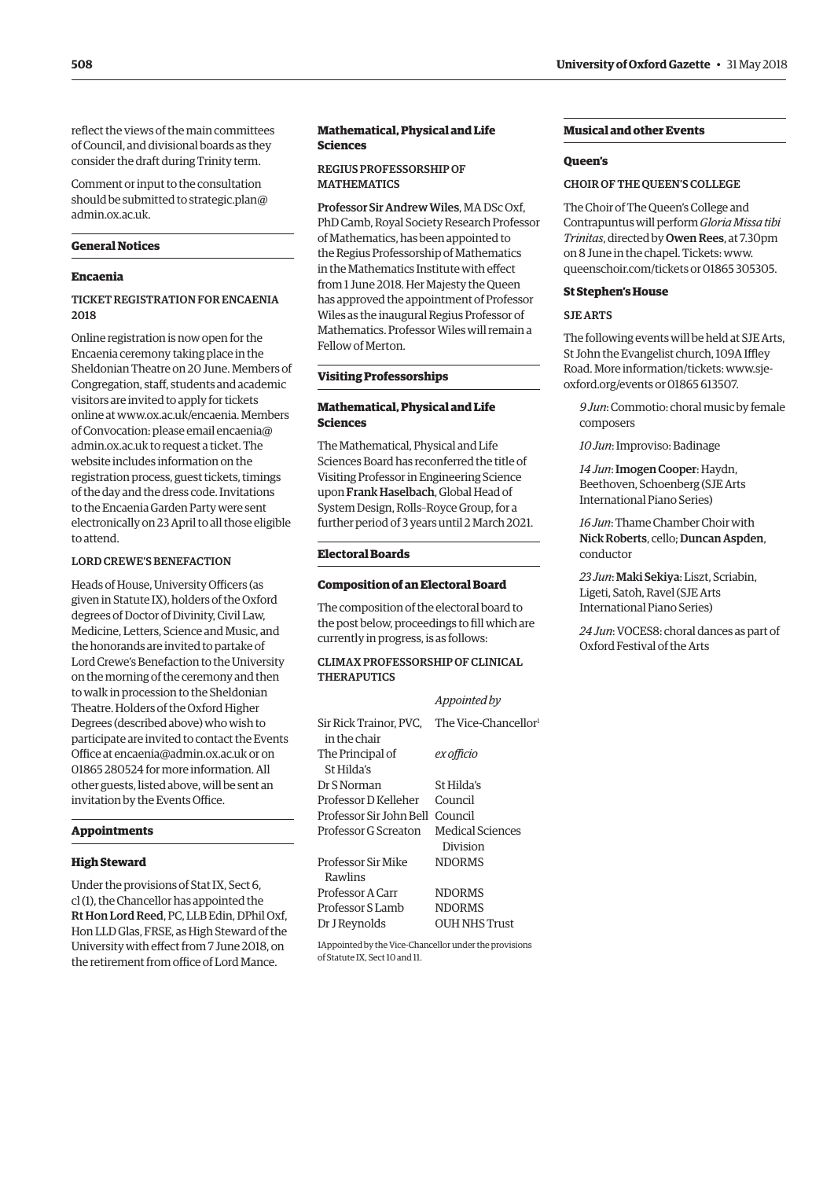reflect the views of the main committees of Council, and divisional boards as they consider the draft during Trinity term.

Comment or input to the consultation should be submitted to strategic.plan@admin.ox.ac.uk.

## General Notices

### Encaenia

#### TICKET REGISTRATION FOR ENCAENIA 2018

Online registration is now open for the Encaenia ceremony taking place in the Sheldonian Theatre on 20 June. Members of Congregation, staff, students and academic visitors are invited to apply for tickets online at www.ox.ac.uk/encaenia. Members of Convocation: please email encaenia@admin.ox.ac.uk to request a ticket. The website includes information on the registration process, guest tickets, timings of the day and the dress code. Invitations to the Encaenia Garden Party were sent electronically on 23 April to all those eligible to attend.

#### LORD CREWE'S BENEFACTION

Heads of House, University Officers (as given in Statute IX), holders of the Oxford degrees of Doctor of Divinity, Civil Law, Medicine, Letters, Science and Music, and the honorands are invited to partake of Lord Crewe's Benefaction to the University on the morning of the ceremony and then to walk in procession to the Sheldonian Theatre. Holders of the Oxford Higher Degrees (described above) who wish to participate are invited to contact the Events Office at encaenia@admin.ox.ac.uk or on 01865 280524 for more information. All other guests, listed above, will be sent an invitation by the Events Office.

## Appointments

### High Steward

Under the provisions of Stat IX, Sect 6, cl (1), the Chancellor has appointed the **Rt Hon Lord Reed**, PC, LLB Edin, DPhil Oxf, Hon LLD Glas, FRSE, as High Steward of the University with effect from 7 June 2018, on the retirement from office of Lord Mance.

### Mathematical, Physical and Life Sciences

#### REGIUS PROFESSORSHIP OF MATHEMATICS

**Professor Sir Andrew Wiles**, MA DSc Oxf, PhD Camb, Royal Society Research Professor of Mathematics, has been appointed to the Regius Professorship of Mathematics in the Mathematics Institute with effect from 1 June 2018. Her Majesty the Queen has approved the appointment of Professor Wiles as the inaugural Regius Professor of Mathematics. Professor Wiles will remain a Fellow of Merton.

## Visiting Professorships

### Mathematical, Physical and Life Sciences

The Mathematical, Physical and Life Sciences Board has reconferred the title of Visiting Professor in Engineering Science upon **Frank Haselbach**, Global Head of System Design, Rolls-Royce Group, for a further period of 3 years until 2 March 2021.

## Electoral Boards

### Composition of an Electoral Board

The composition of the electoral board to the post below, proceedings to fill which are currently in progress, is as follows:

#### CLIMAX PROFESSORSHIP OF CLINICAL THERAPUTICS

| | *Appointed by* |
|---|---|
| Sir Rick Trainor, PVC, in the chair | The Vice-Chancellor[1] |
| The Principal of St Hilda's | *ex officio* |
| Dr S Norman | St Hilda's |
| Professor D Kelleher | Council |
| Professor Sir John Bell | Council |
| Professor G Screaton | Medical Sciences Division |
| Professor Sir Mike Rawlins | NDORMS |
| Professor A Carr | NDORMS |
| Professor S Lamb | NDORMS |
| Dr J Reynolds | OUH NHS Trust |

1Appointed by the Vice-Chancellor under the provisions of Statute IX, Sect 10 and 11.

## Musical and other Events

### Queen's

#### CHOIR OF THE QUEEN'S COLLEGE

The Choir of The Queen's College and Contrapuntus will perform *Gloria Missa tibi Trinitas*, directed by **Owen Rees**, at 7.30pm on 8 June in the chapel. Tickets: www.queenschoir.com/tickets or 01865 305305.

### St Stephen's House

#### SJE ARTS

The following events will be held at SJE Arts, St John the Evangelist church, 109A Iffley Road. More information/tickets: www.sje-oxford.org/events or 01865 613507.

*9 Jun*: Commotio: choral music by female composers

*10 Jun*: Improviso: Badinage

*14 Jun*: **Imogen Cooper**: Haydn, Beethoven, Schoenberg (SJE Arts International Piano Series)

*16 Jun*: Thame Chamber Choir with **Nick Roberts**, cello; **Duncan Aspden**, conductor

*23 Jun*: **Maki Sekiya**: Liszt, Scriabin, Ligeti, Satoh, Ravel (SJE Arts International Piano Series)

*24 Jun*: VOCES8: choral dances as part of Oxford Festival of the Arts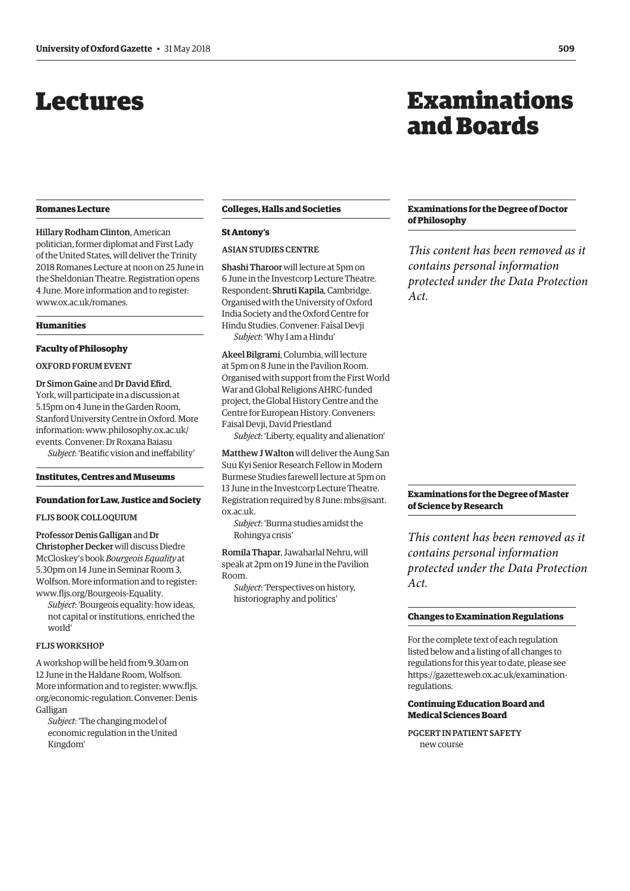# Lectures

## Romanes Lecture

**Hillary Rodham Clinton**, American politician, former diplomat and First Lady of the United States, will deliver the Trinity 2018 Romanes Lecture at noon on 25 June in the Sheldonian Theatre. Registration opens 4 June. More information and to register: www.ox.ac.uk/romanes.

## Humanities

### Faculty of Philosophy

OXFORD FORUM EVENT

**Dr Simon Gaine** and **Dr David Efird**, York, will participate in a discussion at 5.15pm on 4 June in the Garden Room, Stanford University Centre in Oxford. More information: www.philosophy.ox.ac.uk/events. Convener: Dr Roxana Baiasu

*Subject*: 'Beatific vision and ineffability'

## Institutes, Centres and Museums

### Foundation for Law, Justice and Society

FLJS BOOK COLLOQUIUM

**Professor Denis Galligan** and **Dr Christopher Decker** will discuss Diedre McCloskey's book *Bourgeois Equality* at 5.30pm on 14 June in Seminar Room 3, Wolfson. More information and to register: www.fljs.org/Bourgeois-Equality.

*Subject*: 'Bourgeois equality: how ideas, not capital or institutions, enriched the world'

FLJS WORKSHOP

A workshop will be held from 9.30am on 12 June in the Haldane Room, Wolfson. More information and to register: www.fljs.org/economic-regulation. Convener: Denis Galligan

*Subject*: 'The changing model of economic regulation in the United Kingdom'

## Colleges, Halls and Societies

### St Antony's

ASIAN STUDIES CENTRE

**Shashi Tharoor** will lecture at 5pm on 6 June in the Investcorp Lecture Theatre. Respondent: **Shruti Kapila**, Cambridge. Organised with the University of Oxford India Society and the Oxford Centre for Hindu Studies. Convener: Faisal Devji

*Subject*: 'Why I am a Hindu'

**Akeel Bilgrami**, Columbia, will lecture at 5pm on 8 June in the Pavilion Room. Organised with support from the First World War and Global Religions AHRC-funded project, the Global History Centre and the Centre for European History. Conveners: Faisal Devji, David Priestland

*Subject*: 'Liberty, equality and alienation'

**Matthew J Walton** will deliver the Aung San Suu Kyi Senior Research Fellow in Modern Burmese Studies farewell lecture at 5pm on 13 June in the Investcorp Lecture Theatre. Registration required by 8 June: mbs@sant.ox.ac.uk.

*Subject*: 'Burma studies amidst the Rohingya crisis'

**Romila Thapar**, Jawaharlal Nehru, will speak at 2pm on 19 June in the Pavilion Room.

*Subject*: 'Perspectives on history, historiography and politics'

# Examinations and Boards

## Examinations for the Degree of Doctor of Philosophy

*This content has been removed as it contains personal information protected under the Data Protection Act.*

## Examinations for the Degree of Master of Science by Research

*This content has been removed as it contains personal information protected under the Data Protection Act.*

## Changes to Examination Regulations

For the complete text of each regulation listed below and a listing of all changes to regulations for this year to date, please see https://gazette.web.ox.ac.uk/examination-regulations.

### Continuing Education Board and Medical Sciences Board

PGCERT IN PATIENT SAFETY
new course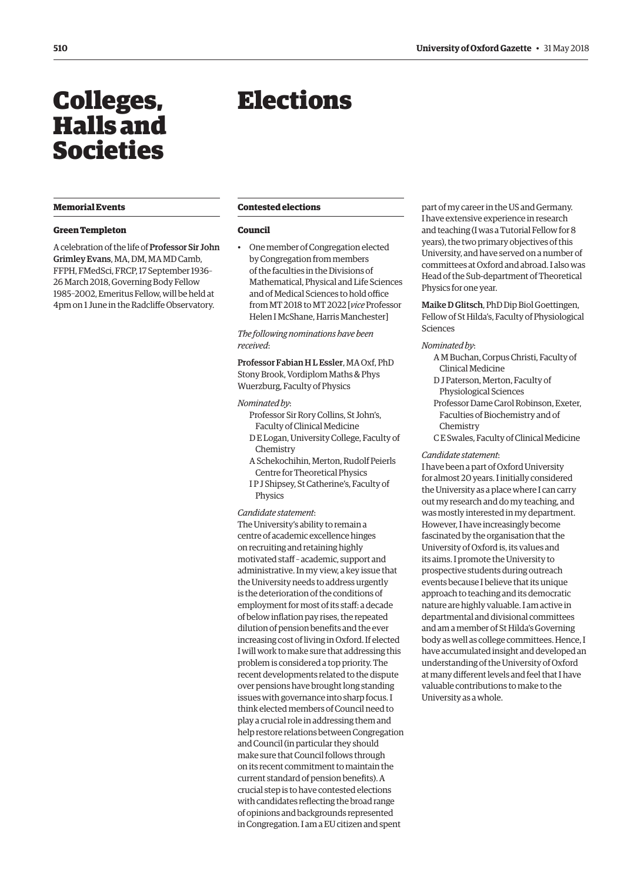# Colleges, Halls and Societies

### Memorial Events

#### Green Templeton

A celebration of the life of **Professor Sir John Grimley Evans**, MA, DM, MA MD Camb, FFPH, FMedSci, FRCP, 17 September 1936–26 March 2018, Governing Body Fellow 1985–2002, Emeritus Fellow, will be held at 4pm on 1 June in the Radcliffe Observatory.

# Elections

### Contested elections

#### Council

- One member of Congregation elected by Congregation from members of the faculties in the Divisions of Mathematical, Physical and Life Sciences and of Medical Sciences to hold office from MT 2018 to MT 2022 [*vice* Professor Helen I McShane, Harris Manchester]

*The following nominations have been received*:

**Professor Fabian H L Essler**, MA Oxf, PhD Stony Brook, Vordiplom Maths & Phys Wuerzburg, Faculty of Physics

*Nominated by*:

Professor Sir Rory Collins, St John's, Faculty of Clinical Medicine
D E Logan, University College, Faculty of Chemistry
A Schekochihin, Merton, Rudolf Peierls Centre for Theoretical Physics
I P J Shipsey, St Catherine's, Faculty of Physics

*Candidate statement*:
The University's ability to remain a centre of academic excellence hinges on recruiting and retaining highly motivated staff – academic, support and administrative. In my view, a key issue that the University needs to address urgently is the deterioration of the conditions of employment for most of its staff: a decade of below inflation pay rises, the repeated dilution of pension benefits and the ever increasing cost of living in Oxford. If elected I will work to make sure that addressing this problem is considered a top priority. The recent developments related to the dispute over pensions have brought long standing issues with governance into sharp focus. I think elected members of Council need to play a crucial role in addressing them and help restore relations between Congregation and Council (in particular they should make sure that Council follows through on its recent commitment to maintain the current standard of pension benefits). A crucial step is to have contested elections with candidates reflecting the broad range of opinions and backgrounds represented in Congregation. I am a EU citizen and spent part of my career in the US and Germany. I have extensive experience in research and teaching (I was a Tutorial Fellow for 8 years), the two primary objectives of this University, and have served on a number of committees at Oxford and abroad. I also was Head of the Sub-department of Theoretical Physics for one year.

**Maike D Glitsch**, PhD Dip Biol Goettingen, Fellow of St Hilda's, Faculty of Physiological Sciences

*Nominated by*:

A M Buchan, Corpus Christi, Faculty of Clinical Medicine
D J Paterson, Merton, Faculty of Physiological Sciences
Professor Dame Carol Robinson, Exeter, Faculties of Biochemistry and of Chemistry
C E Swales, Faculty of Clinical Medicine

*Candidate statement*:
I have been a part of Oxford University for almost 20 years. I initially considered the University as a place where I can carry out my research and do my teaching, and was mostly interested in my department. However, I have increasingly become fascinated by the organisation that the University of Oxford is, its values and its aims. I promote the University to prospective students during outreach events because I believe that its unique approach to teaching and its democratic nature are highly valuable. I am active in departmental and divisional committees and am a member of St Hilda's Governing body as well as college committees. Hence, I have accumulated insight and developed an understanding of the University of Oxford at many different levels and feel that I have valuable contributions to make to the University as a whole.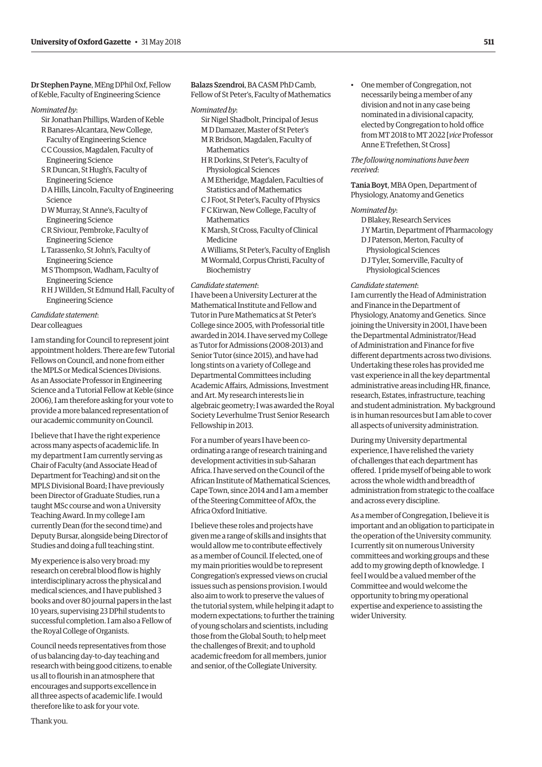**Dr Stephen Payne**, MEng DPhil Oxf, Fellow of Keble, Faculty of Engineering Science

*Nominated by*:

Sir Jonathan Phillips, Warden of Keble
R Banares-Alcantara, New College, Faculty of Engineering Science
C C Coussios, Magdalen, Faculty of Engineering Science
S R Duncan, St Hugh's, Faculty of Engineering Science
D A Hills, Lincoln, Faculty of Engineering Science
D W Murray, St Anne's, Faculty of Engineering Science
C R Siviour, Pembroke, Faculty of Engineering Science
L Tarassenko, St John's, Faculty of Engineering Science
M S Thompson, Wadham, Faculty of Engineering Science
R H J Willden, St Edmund Hall, Faculty of Engineering Science

*Candidate statement*:

Dear colleagues

I am standing for Council to represent joint appointment holders. There are few Tutorial Fellows on Council, and none from either the MPLS or Medical Sciences Divisions. As an Associate Professor in Engineering Science and a Tutorial Fellow at Keble (since 2006), I am therefore asking for your vote to provide a more balanced representation of our academic community on Council.

I believe that I have the right experience across many aspects of academic life. In my department I am currently serving as Chair of Faculty (and Associate Head of Department for Teaching) and sit on the MPLS Divisional Board; I have previously been Director of Graduate Studies, run a taught MSc course and won a University Teaching Award. In my college I am currently Dean (for the second time) and Deputy Bursar, alongside being Director of Studies and doing a full teaching stint.

My experience is also very broad: my research on cerebral blood flow is highly interdisciplinary across the physical and medical sciences, and I have published 3 books and over 80 journal papers in the last 10 years, supervising 23 DPhil students to successful completion. I am also a Fellow of the Royal College of Organists.

Council needs representatives from those of us balancing day-to-day teaching and research with being good citizens, to enable us all to flourish in an atmosphere that encourages and supports excellence in all three aspects of academic life. I would therefore like to ask for your vote.

Thank you.

**Balazs Szendroi**, BA CASM PhD Camb, Fellow of St Peter's, Faculty of Mathematics

*Nominated by*:

Sir Nigel Shadbolt, Principal of Jesus
M D Damazer, Master of St Peter's
M R Bridson, Magdalen, Faculty of Mathematics
H R Dorkins, St Peter's, Faculty of Physiological Sciences
A M Etheridge, Magdalen, Faculties of Statistics and of Mathematics
C J Foot, St Peter's, Faculty of Physics
F C Kirwan, New College, Faculty of Mathematics
K Marsh, St Cross, Faculty of Clinical Medicine
A Williams, St Peter's, Faculty of English
M Wormald, Corpus Christi, Faculty of Biochemistry

*Candidate statement*:

I have been a University Lecturer at the Mathematical Institute and Fellow and Tutor in Pure Mathematics at St Peter's College since 2005, with Professorial title awarded in 2014. I have served my College as Tutor for Admissions (2008-2013) and Senior Tutor (since 2015), and have had long stints on a variety of College and Departmental Committees including Academic Affairs, Admissions, Investment and Art. My research interests lie in algebraic geometry; I was awarded the Royal Society Leverhulme Trust Senior Research Fellowship in 2013.

For a number of years I have been co-ordinating a range of research training and development activities in sub-Saharan Africa. I have served on the Council of the African Institute of Mathematical Sciences, Cape Town, since 2014 and I am a member of the Steering Committee of AfOx, the Africa Oxford Initiative.

I believe these roles and projects have given me a range of skills and insights that would allow me to contribute effectively as a member of Council. If elected, one of my main priorities would be to represent Congregation's expressed views on crucial issues such as pensions provision. I would also aim to work to preserve the values of the tutorial system, while helping it adapt to modern expectations; to further the training of young scholars and scientists, including those from the Global South; to help meet the challenges of Brexit; and to uphold academic freedom for all members, junior and senior, of the Collegiate University.

- One member of Congregation, not necessarily being a member of any division and not in any case being nominated in a divisional capacity, elected by Congregation to hold office from MT 2018 to MT 2022 [*vice* Professor Anne E Trefethen, St Cross]

*The following nominations have been received*:

**Tania Boyt**, MBA Open, Department of Physiology, Anatomy and Genetics

*Nominated by*:

D Blakey, Research Services
J Y Martin, Department of Pharmacology
D J Paterson, Merton, Faculty of Physiological Sciences
D J Tyler, Somerville, Faculty of Physiological Sciences

*Candidate statement*:

I am currently the Head of Administration and Finance in the Department of Physiology, Anatomy and Genetics. Since joining the University in 2001, I have been the Departmental Administrator/Head of Administration and Finance for five different departments across two divisions. Undertaking these roles has provided me vast experience in all the key departmental administrative areas including HR, finance, research, Estates, infrastructure, teaching and student administration. My background is in human resources but I am able to cover all aspects of university administration.

During my University departmental experience, I have relished the variety of challenges that each department has offered. I pride myself of being able to work across the whole width and breadth of administration from strategic to the coalface and across every discipline.

As a member of Congregation, I believe it is important and an obligation to participate in the operation of the University community. I currently sit on numerous University committees and working groups and these add to my growing depth of knowledge. I feel I would be a valued member of the Committee and would welcome the opportunity to bring my operational expertise and experience to assisting the wider University.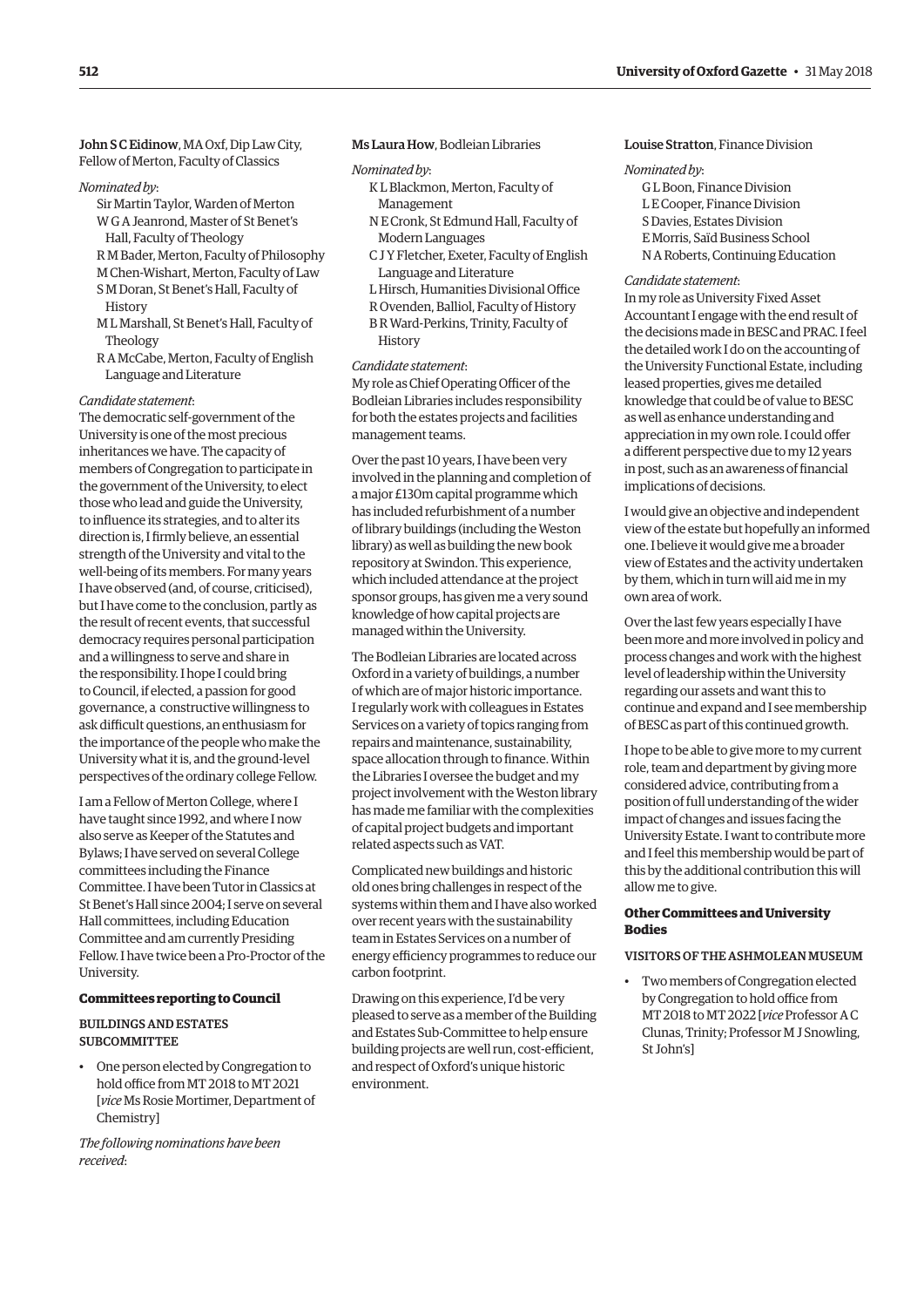**John S C Eidinow**, MA Oxf, Dip Law City, Fellow of Merton, Faculty of Classics

*Nominated by*:

Sir Martin Taylor, Warden of Merton
W G A Jeanrond, Master of St Benet's Hall, Faculty of Theology
R M Bader, Merton, Faculty of Philosophy
M Chen-Wishart, Merton, Faculty of Law
S M Doran, St Benet's Hall, Faculty of History
M L Marshall, St Benet's Hall, Faculty of Theology
R A McCabe, Merton, Faculty of English Language and Literature

*Candidate statement*:

The democratic self-government of the University is one of the most precious inheritances we have. The capacity of members of Congregation to participate in the government of the University, to elect those who lead and guide the University, to influence its strategies, and to alter its direction is, I firmly believe, an essential strength of the University and vital to the well-being of its members. For many years I have observed (and, of course, criticised), but I have come to the conclusion, partly as the result of recent events, that successful democracy requires personal participation and a willingness to serve and share in the responsibility. I hope I could bring to Council, if elected, a passion for good governance, a constructive willingness to ask difficult questions, an enthusiasm for the importance of the people who make the University what it is, and the ground-level perspectives of the ordinary college Fellow.

I am a Fellow of Merton College, where I have taught since 1992, and where I now also serve as Keeper of the Statutes and Bylaws; I have served on several College committees including the Finance Committee. I have been Tutor in Classics at St Benet's Hall since 2004; I serve on several Hall committees, including Education Committee and am currently Presiding Fellow. I have twice been a Pro-Proctor of the University.

## Committees reporting to Council

### BUILDINGS AND ESTATES SUBCOMMITTEE

- One person elected by Congregation to hold office from MT 2018 to MT 2021 [*vice* Ms Rosie Mortimer, Department of Chemistry]

*The following nominations have been received*:

**Ms Laura How**, Bodleian Libraries

*Nominated by*:

K L Blackmon, Merton, Faculty of Management
N E Cronk, St Edmund Hall, Faculty of Modern Languages
C J Y Fletcher, Exeter, Faculty of English Language and Literature
L Hirsch, Humanities Divisional Office
R Ovenden, Balliol, Faculty of History
B R Ward-Perkins, Trinity, Faculty of History

*Candidate statement*:

My role as Chief Operating Officer of the Bodleian Libraries includes responsibility for both the estates projects and facilities management teams.

Over the past 10 years, I have been very involved in the planning and completion of a major £130m capital programme which has included refurbishment of a number of library buildings (including the Weston library) as well as building the new book repository at Swindon. This experience, which included attendance at the project sponsor groups, has given me a very sound knowledge of how capital projects are managed within the University.

The Bodleian Libraries are located across Oxford in a variety of buildings, a number of which are of major historic importance. I regularly work with colleagues in Estates Services on a variety of topics ranging from repairs and maintenance, sustainability, space allocation through to finance. Within the Libraries I oversee the budget and my project involvement with the Weston library has made me familiar with the complexities of capital project budgets and important related aspects such as VAT.

Complicated new buildings and historic old ones bring challenges in respect of the systems within them and I have also worked over recent years with the sustainability team in Estates Services on a number of energy efficiency programmes to reduce our carbon footprint.

Drawing on this experience, I'd be very pleased to serve as a member of the Building and Estates Sub-Committee to help ensure building projects are well run, cost-efficient, and respect of Oxford's unique historic environment.

**Louise Stratton**, Finance Division

*Nominated by*:

G L Boon, Finance Division
L E Cooper, Finance Division
S Davies, Estates Division
E Morris, Saïd Business School
N A Roberts, Continuing Education

*Candidate statement*:

In my role as University Fixed Asset Accountant I engage with the end result of the decisions made in BESC and PRAC. I feel the detailed work I do on the accounting of the University Functional Estate, including leased properties, gives me detailed knowledge that could be of value to BESC as well as enhance understanding and appreciation in my own role. I could offer a different perspective due to my 12 years in post, such as an awareness of financial implications of decisions.

I would give an objective and independent view of the estate but hopefully an informed one. I believe it would give me a broader view of Estates and the activity undertaken by them, which in turn will aid me in my own area of work.

Over the last few years especially I have been more and more involved in policy and process changes and work with the highest level of leadership within the University regarding our assets and want this to continue and expand and I see membership of BESC as part of this continued growth.

I hope to be able to give more to my current role, team and department by giving more considered advice, contributing from a position of full understanding of the wider impact of changes and issues facing the University Estate. I want to contribute more and I feel this membership would be part of this by the additional contribution this will allow me to give.

## Other Committees and University Bodies

### VISITORS OF THE ASHMOLEAN MUSEUM

- Two members of Congregation elected by Congregation to hold office from MT 2018 to MT 2022 [*vice* Professor A C Clunas, Trinity; Professor M J Snowling, St John's]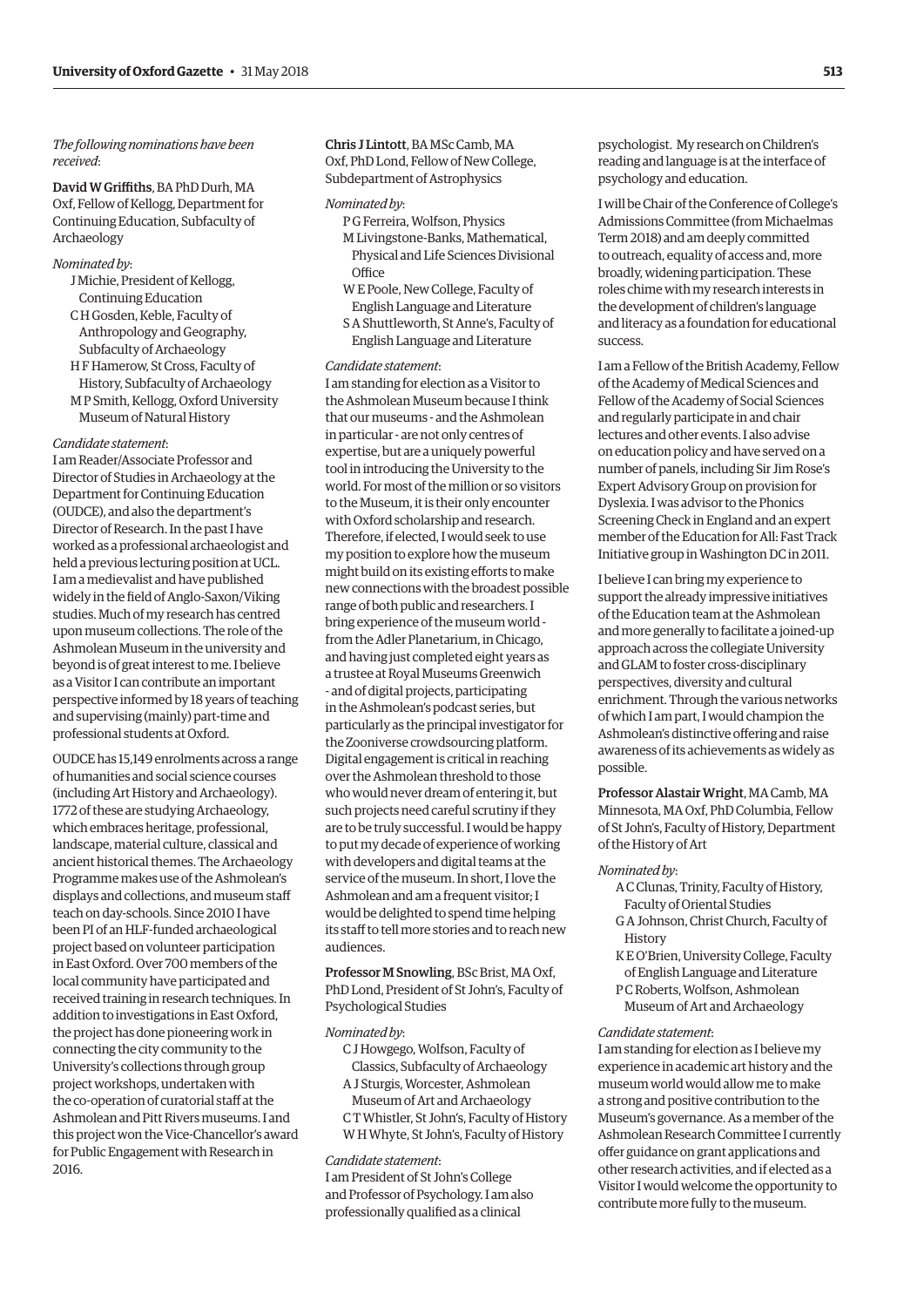*The following nominations have been received*:

**David W Griffiths**, BA PhD Durh, MA Oxf, Fellow of Kellogg, Department for Continuing Education, Subfaculty of Archaeology

*Nominated by*:

J Michie, President of Kellogg, Continuing Education
C H Gosden, Keble, Faculty of Anthropology and Geography, Subfaculty of Archaeology
H F Hamerow, St Cross, Faculty of History, Subfaculty of Archaeology
M P Smith, Kellogg, Oxford University Museum of Natural History

*Candidate statement*:
I am Reader/Associate Professor and Director of Studies in Archaeology at the Department for Continuing Education (OUDCE), and also the department's Director of Research. In the past I have worked as a professional archaeologist and held a previous lecturing position at UCL. I am a medievalist and have published widely in the field of Anglo-Saxon/Viking studies. Much of my research has centred upon museum collections. The role of the Ashmolean Museum in the university and beyond is of great interest to me. I believe as a Visitor I can contribute an important perspective informed by 18 years of teaching and supervising (mainly) part-time and professional students at Oxford.

OUDCE has 15,149 enrolments across a range of humanities and social science courses (including Art History and Archaeology). 1772 of these are studying Archaeology, which embraces heritage, professional, landscape, material culture, classical and ancient historical themes. The Archaeology Programme makes use of the Ashmolean's displays and collections, and museum staff teach on day-schools. Since 2010 I have been PI of an HLF-funded archaeological project based on volunteer participation in East Oxford. Over 700 members of the local community have participated and received training in research techniques. In addition to investigations in East Oxford, the project has done pioneering work in connecting the city community to the University's collections through group project workshops, undertaken with the co-operation of curatorial staff at the Ashmolean and Pitt Rivers museums. I and this project won the Vice-Chancellor's award for Public Engagement with Research in 2016.

**Chris J Lintott**, BA MSc Camb, MA Oxf, PhD Lond, Fellow of New College, Subdepartment of Astrophysics

*Nominated by*:

P G Ferreira, Wolfson, Physics
M Livingstone-Banks, Mathematical, Physical and Life Sciences Divisional Office
W E Poole, New College, Faculty of English Language and Literature
S A Shuttleworth, St Anne's, Faculty of English Language and Literature

*Candidate statement*:
I am standing for election as a Visitor to the Ashmolean Museum because I think that our museums - and the Ashmolean in particular - are not only centres of expertise, but are a uniquely powerful tool in introducing the University to the world. For most of the million or so visitors to the Museum, it is their only encounter with Oxford scholarship and research. Therefore, if elected, I would seek to use my position to explore how the museum might build on its existing efforts to make new connections with the broadest possible range of both public and researchers. I bring experience of the museum world - from the Adler Planetarium, in Chicago, and having just completed eight years as a trustee at Royal Museums Greenwich - and of digital projects, participating in the Ashmolean's podcast series, but particularly as the principal investigator for the Zooniverse crowdsourcing platform. Digital engagement is critical in reaching over the Ashmolean threshold to those who would never dream of entering it, but such projects need careful scrutiny if they are to be truly successful. I would be happy to put my decade of experience of working with developers and digital teams at the service of the museum. In short, I love the Ashmolean and am a frequent visitor; I would be delighted to spend time helping its staff to tell more stories and to reach new audiences.

**Professor M Snowling**, BSc Brist, MA Oxf, PhD Lond, President of St John's, Faculty of Psychological Studies

*Nominated by*:

C J Howgego, Wolfson, Faculty of Classics, Subfaculty of Archaeology
A J Sturgis, Worcester, Ashmolean Museum of Art and Archaeology
C T Whistler, St John's, Faculty of History
W H Whyte, St John's, Faculty of History

*Candidate statement*:
I am President of St John's College and Professor of Psychology. I am also professionally qualified as a clinical psychologist. My research on Children's reading and language is at the interface of psychology and education.

I will be Chair of the Conference of College's Admissions Committee (from Michaelmas Term 2018) and am deeply committed to outreach, equality of access and, more broadly, widening participation. These roles chime with my research interests in the development of children's language and literacy as a foundation for educational success.

I am a Fellow of the British Academy, Fellow of the Academy of Medical Sciences and Fellow of the Academy of Social Sciences and regularly participate in and chair lectures and other events. I also advise on education policy and have served on a number of panels, including Sir Jim Rose's Expert Advisory Group on provision for Dyslexia. I was advisor to the Phonics Screening Check in England and an expert member of the Education for All: Fast Track Initiative group in Washington DC in 2011.

I believe I can bring my experience to support the already impressive initiatives of the Education team at the Ashmolean and more generally to facilitate a joined-up approach across the collegiate University and GLAM to foster cross-disciplinary perspectives, diversity and cultural enrichment. Through the various networks of which I am part, I would champion the Ashmolean's distinctive offering and raise awareness of its achievements as widely as possible.

**Professor Alastair Wright**, MA Camb, MA Minnesota, MA Oxf, PhD Columbia, Fellow of St John's, Faculty of History, Department of the History of Art

*Nominated by*:

A C Clunas, Trinity, Faculty of History, Faculty of Oriental Studies
G A Johnson, Christ Church, Faculty of History
K E O'Brien, University College, Faculty of English Language and Literature
P C Roberts, Wolfson, Ashmolean Museum of Art and Archaeology

*Candidate statement*:
I am standing for election as I believe my experience in academic art history and the museum world would allow me to make a strong and positive contribution to the Museum's governance. As a member of the Ashmolean Research Committee I currently offer guidance on grant applications and other research activities, and if elected as a Visitor I would welcome the opportunity to contribute more fully to the museum.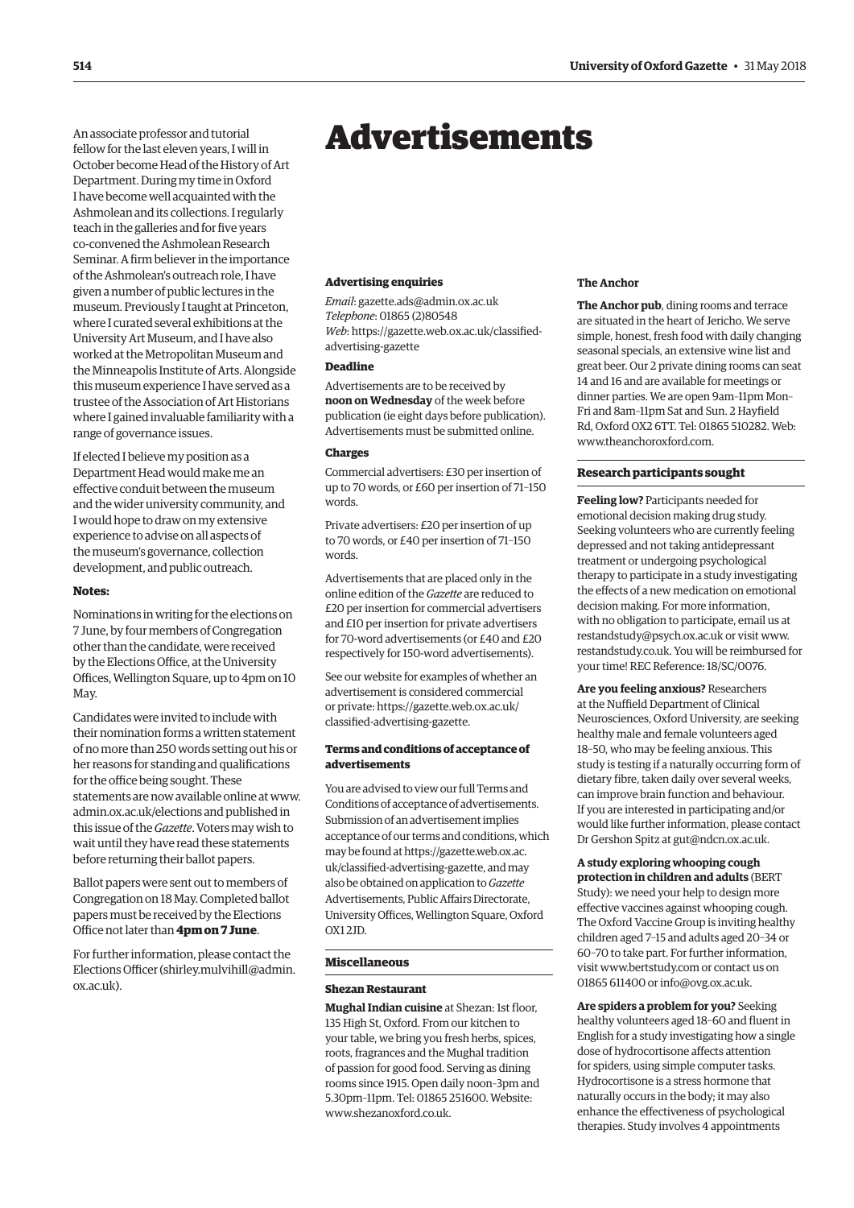An associate professor and tutorial fellow for the last eleven years, I will in October become Head of the History of Art Department. During my time in Oxford I have become well acquainted with the Ashmolean and its collections. I regularly teach in the galleries and for five years co-convened the Ashmolean Research Seminar. A firm believer in the importance of the Ashmolean's outreach role, I have given a number of public lectures in the museum. Previously I taught at Princeton, where I curated several exhibitions at the University Art Museum, and I have also worked at the Metropolitan Museum and the Minneapolis Institute of Arts. Alongside this museum experience I have served as a trustee of the Association of Art Historians where I gained invaluable familiarity with a range of governance issues.

If elected I believe my position as a Department Head would make me an effective conduit between the museum and the wider university community, and I would hope to draw on my extensive experience to advise on all aspects of the museum's governance, collection development, and public outreach.

**Notes:**

Nominations in writing for the elections on 7 June, by four members of Congregation other than the candidate, were received by the Elections Office, at the University Offices, Wellington Square, up to 4pm on 10 May.

Candidates were invited to include with their nomination forms a written statement of no more than 250 words setting out his or her reasons for standing and qualifications for the office being sought. These statements are now available online at www.admin.ox.ac.uk/elections and published in this issue of the *Gazette*. Voters may wish to wait until they have read these statements before returning their ballot papers.

Ballot papers were sent out to members of Congregation on 18 May. Completed ballot papers must be received by the Elections Office not later than **4pm on 7 June**.

For further information, please contact the Elections Officer (shirley.mulvihill@admin.ox.ac.uk).

# Advertisements

### Advertising enquiries

*Email*: gazette.ads@admin.ox.ac.uk
*Telephone*: 01865 (2)80548
*Web*: https://gazette.web.ox.ac.uk/classified-advertising-gazette

### Deadline

Advertisements are to be received by **noon on Wednesday** of the week before publication (ie eight days before publication). Advertisements must be submitted online.

### Charges

Commercial advertisers: £30 per insertion of up to 70 words, or £60 per insertion of 71–150 words.

Private advertisers: £20 per insertion of up to 70 words, or £40 per insertion of 71–150 words.

Advertisements that are placed only in the online edition of the *Gazette* are reduced to £20 per insertion for commercial advertisers and £10 per insertion for private advertisers for 70-word advertisements (or £40 and £20 respectively for 150-word advertisements).

See our website for examples of whether an advertisement is considered commercial or private: https://gazette.web.ox.ac.uk/classified-advertising-gazette.

### Terms and conditions of acceptance of advertisements

You are advised to view our full Terms and Conditions of acceptance of advertisements. Submission of an advertisement implies acceptance of our terms and conditions, which may be found at https://gazette.web.ox.ac.uk/classified-advertising-gazette, and may also be obtained on application to *Gazette* Advertisements, Public Affairs Directorate, University Offices, Wellington Square, Oxford OX1 2JD.

## Miscellaneous

### Shezan Restaurant

**Mughal Indian cuisine** at Shezan: 1st floor, 135 High St, Oxford. From our kitchen to your table, we bring you fresh herbs, spices, roots, fragrances and the Mughal tradition of passion for good food. Serving as dining rooms since 1915. Open daily noon–3pm and 5.30pm–11pm. Tel: 01865 251600. Website: www.shezanoxford.co.uk.

### The Anchor

**The Anchor pub**, dining rooms and terrace are situated in the heart of Jericho. We serve simple, honest, fresh food with daily changing seasonal specials, an extensive wine list and great beer. Our 2 private dining rooms can seat 14 and 16 and are available for meetings or dinner parties. We are open 9am–11pm Mon–Fri and 8am–11pm Sat and Sun. 2 Hayfield Rd, Oxford OX2 6TT. Tel: 01865 510282. Web: www.theanchoroxford.com.

## Research participants sought

**Feeling low?** Participants needed for emotional decision making drug study. Seeking volunteers who are currently feeling depressed and not taking antidepressant treatment or undergoing psychological therapy to participate in a study investigating the effects of a new medication on emotional decision making. For more information, with no obligation to participate, email us at restandstudy@psych.ox.ac.uk or visit www.restandstudy.co.uk. You will be reimbursed for your time! REC Reference: 18/SC/0076.

**Are you feeling anxious?** Researchers at the Nuffield Department of Clinical Neurosciences, Oxford University, are seeking healthy male and female volunteers aged 18–50, who may be feeling anxious. This study is testing if a naturally occurring form of dietary fibre, taken daily over several weeks, can improve brain function and behaviour. If you are interested in participating and/or would like further information, please contact Dr Gershon Spitz at gut@ndcn.ox.ac.uk.

**A study exploring whooping cough protection in children and adults** (BERT Study): we need your help to design more effective vaccines against whooping cough. The Oxford Vaccine Group is inviting healthy children aged 7–15 and adults aged 20–34 or 60–70 to take part. For further information, visit www.bertstudy.com or contact us on 01865 611400 or info@ovg.ox.ac.uk.

**Are spiders a problem for you?** Seeking healthy volunteers aged 18–60 and fluent in English for a study investigating how a single dose of hydrocortisone affects attention for spiders, using simple computer tasks. Hydrocortisone is a stress hormone that naturally occurs in the body; it may also enhance the effectiveness of psychological therapies. Study involves 4 appointments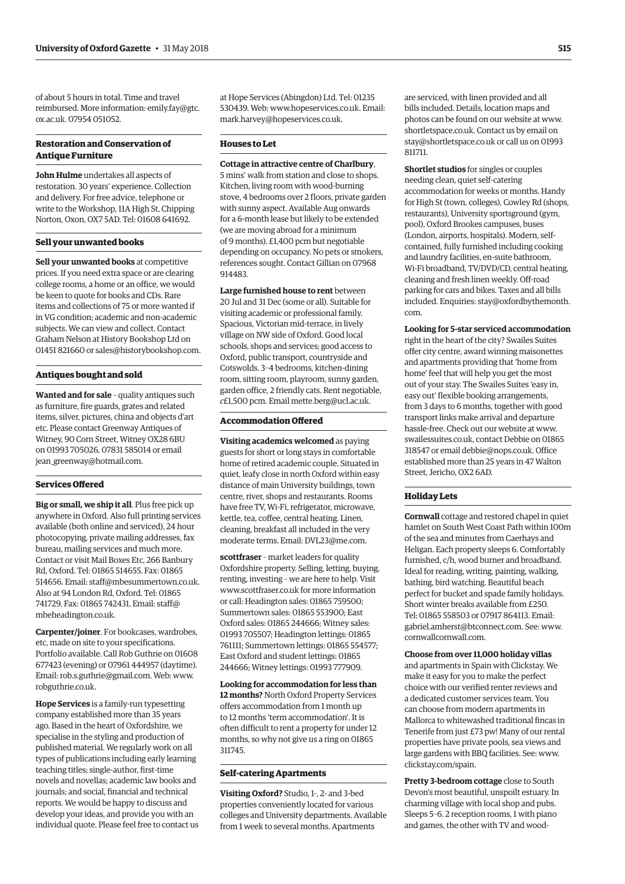of about 5 hours in total. Time and travel reimbursed. More information: emily.fay@gtc.ox.ac.uk. 07954 051052.

### Restoration and Conservation of Antique Furniture

**John Hulme** undertakes all aspects of restoration. 30 years' experience. Collection and delivery. For free advice, telephone or write to the Workshop, 11A High St, Chipping Norton, Oxon, OX7 5AD. Tel: 01608 641692.

### Sell your unwanted books

**Sell your unwanted books** at competitive prices. If you need extra space or are clearing college rooms, a home or an office, we would be keen to quote for books and CDs. Rare items and collections of 75 or more wanted if in VG condition; academic and non-academic subjects. We can view and collect. Contact Graham Nelson at History Bookshop Ltd on 01451 821660 or sales@historybookshop.com.

### Antiques bought and sold

**Wanted and for sale** – quality antiques such as furniture, fire guards, grates and related items, silver, pictures, china and objects d'art etc. Please contact Greenway Antiques of Witney, 90 Corn Street, Witney OX28 6BU on 01993 705026, 07831 585014 or email jean_greenway@hotmail.com.

### Services Offered

**Big or small, we ship it all**. Plus free pick up anywhere in Oxford. Also full printing services available (both online and serviced), 24 hour photocopying, private mailing addresses, fax bureau, mailing services and much more. Contact or visit Mail Boxes Etc, 266 Banbury Rd, Oxford. Tel: 01865 514655. Fax: 01865 514656. Email: staff@mbesummertown.co.uk. Also at 94 London Rd, Oxford. Tel: 01865 741729. Fax: 01865 742431. Email: staff@mbeheadington.co.uk.

**Carpenter/joiner**. For bookcases, wardrobes, etc, made on site to your specifications. Portfolio available. Call Rob Guthrie on 01608 677423 (evening) or 07961 444957 (daytime). Email: rob.s.guthrie@gmail.com. Web: www.robguthrie.co.uk.

**Hope Services** is a family-run typesetting company established more than 35 years ago. Based in the heart of Oxfordshire, we specialise in the styling and production of published material. We regularly work on all types of publications including early learning teaching titles; single-author, first-time novels and novellas; academic law books and journals; and social, financial and technical reports. We would be happy to discuss and develop your ideas, and provide you with an individual quote. Please feel free to contact us at Hope Services (Abingdon) Ltd. Tel: 01235 530439. Web: www.hopeservices.co.uk. Email: mark.harvey@hopeservices.co.uk.

### Houses to Let

**Cottage in attractive centre of Charlbury**, 5 mins' walk from station and close to shops. Kitchen, living room with wood-burning stove, 4 bedrooms over 2 floors, private garden with sunny aspect. Available Aug onwards for a 6-month lease but likely to be extended (we are moving abroad for a minimum of 9 months). £1,400 pcm but negotiable depending on occupancy. No pets or smokers, references sought. Contact Gillian on 07968 914483.

**Large furnished house to rent** between 20 Jul and 31 Dec (some or all). Suitable for visiting academic or professional family. Spacious, Victorian mid-terrace, in lively village on NW side of Oxford. Good local schools, shops and services; good access to Oxford, public transport, countryside and Cotswolds. 3–4 bedrooms, kitchen-dining room, sitting room, playroom, sunny garden, garden office, 2 friendly cats. Rent negotiable, *c*£1,500 pcm. Email mette.berg@ucl.ac.uk.

### Accommodation Offered

**Visiting academics welcomed** as paying guests for short or long stays in comfortable home of retired academic couple. Situated in quiet, leafy close in north Oxford within easy distance of main University buildings, town centre, river, shops and restaurants. Rooms have free TV, Wi-Fi, refrigerator, microwave, kettle, tea, coffee, central heating. Linen, cleaning, breakfast all included in the very moderate terms. Email: DVL23@me.com.

**scottfraser** – market leaders for quality Oxfordshire property. Selling, letting, buying, renting, investing – we are here to help. Visit www.scottfraser.co.uk for more information or call: Headington sales: 01865 759500; Summertown sales: 01865 553900; East Oxford sales: 01865 244666; Witney sales: 01993 705507; Headington lettings: 01865 761111; Summertown lettings: 01865 554577; East Oxford and student lettings: 01865 244666; Witney lettings: 01993 777909.

**Looking for accommodation for less than 12 months?** North Oxford Property Services offers accommodation from 1 month up to 12 months 'term accommodation'. It is often difficult to rent a property for under 12 months, so why not give us a ring on 01865 311745.

### Self-catering Apartments

**Visiting Oxford?** Studio, 1-, 2- and 3-bed properties conveniently located for various colleges and University departments. Available from 1 week to several months. Apartments are serviced, with linen provided and all bills included. Details, location maps and photos can be found on our website at www.shortletspace.co.uk. Contact us by email on stay@shortletspace.co.uk or call us on 01993 811711.

**Shortlet studios** for singles or couples needing clean, quiet self-catering accommodation for weeks or months. Handy for High St (town, colleges), Cowley Rd (shops, restaurants), University sportsground (gym, pool), Oxford Brookes campuses, buses (London, airports, hospitals). Modern, self-contained, fully furnished including cooking and laundry facilities, en-suite bathroom, Wi-Fi broadband, TV/DVD/CD, central heating, cleaning and fresh linen weekly. Off-road parking for cars and bikes. Taxes and all bills included. Enquiries: stay@oxfordbythemonth.com.

**Looking for 5-star serviced accommodation** right in the heart of the city? Swailes Suites offer city centre, award winning maisonettes and apartments providing that 'home from home' feel that will help you get the most out of your stay. The Swailes Suites 'easy in, easy out' flexible booking arrangements, from 3 days to 6 months, together with good transport links make arrival and departure hassle-free. Check out our website at www.swailessuites.co.uk, contact Debbie on 01865 318547 or email debbie@nops.co.uk. Office established more than 25 years in 47 Walton Street, Jericho, OX2 6AD.

### Holiday Lets

**Cornwall** cottage and restored chapel in quiet hamlet on South West Coast Path within 100m of the sea and minutes from Caerhays and Heligan. Each property sleeps 6. Comfortably furnished, c/h, wood burner and broadband. Ideal for reading, writing, painting, walking, bathing, bird watching. Beautiful beach perfect for bucket and spade family holidays. Short winter breaks available from £250. Tel: 01865 558503 or 07917 864113. Email: gabriel.amherst@btconnect.com. See: www.cornwallcornwall.com.

**Choose from over 11,000 holiday villas** and apartments in Spain with Clickstay. We make it easy for you to make the perfect choice with our verified renter reviews and a dedicated customer services team. You can choose from modern apartments in Mallorca to whitewashed traditional fincas in Tenerife from just £73 pw! Many of our rental properties have private pools, sea views and large gardens with BBQ facilities. See: www.clickstay.com/spain.

**Pretty 3-bedroom cottage** close to South Devon's most beautiful, unspoilt estuary. In charming village with local shop and pubs. Sleeps 5–6. 2 reception rooms, 1 with piano and games, the other with TV and wood-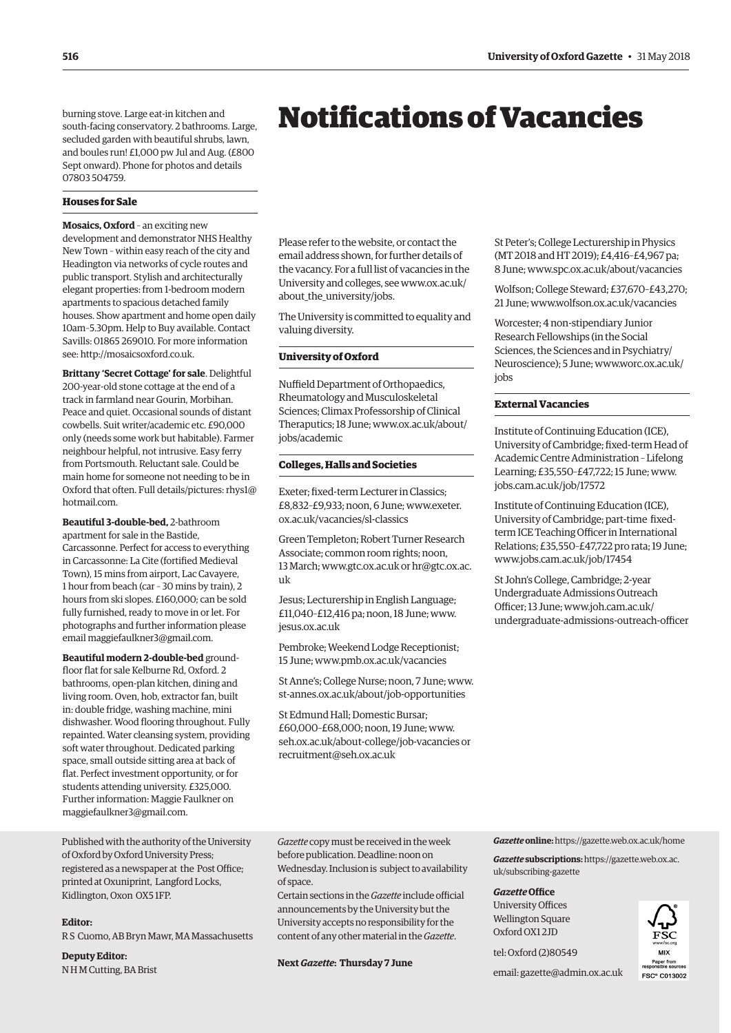burning stove. Large eat-in kitchen and south-facing conservatory. 2 bathrooms. Large, secluded garden with beautiful shrubs, lawn, and boules run! £1,000 pw Jul and Aug. (£800 Sept onward). Phone for photos and details 07803 504759.

### Houses for Sale

**Mosaics, Oxford** – an exciting new development and demonstrator NHS Healthy New Town – within easy reach of the city and Headington via networks of cycle routes and public transport. Stylish and architecturally elegant properties: from 1-bedroom modern apartments to spacious detached family houses. Show apartment and home open daily 10am–5.30pm. Help to Buy available. Contact Savills: 01865 269010. For more information see: http://mosaicsoxford.co.uk.

**Brittany 'Secret Cottage' for sale**. Delightful 200-year-old stone cottage at the end of a track in farmland near Gourin, Morbihan. Peace and quiet. Occasional sounds of distant cowbells. Suit writer/academic etc. £90,000 only (needs some work but habitable). Farmer neighbour helpful, not intrusive. Easy ferry from Portsmouth. Reluctant sale. Could be main home for someone not needing to be in Oxford that often. Full details/pictures: rhys1@hotmail.com.

**Beautiful 3-double-bed,** 2-bathroom apartment for sale in the Bastide, Carcassonne. Perfect for access to everything in Carcassonne: La Cite (fortified Medieval Town), 15 mins from airport, Lac Cavayere, 1 hour from beach (car – 30 mins by train), 2 hours from ski slopes. £160,000; can be sold fully furnished, ready to move in or let. For photographs and further information please email maggiefaulkner3@gmail.com.

**Beautiful modern 2-double-bed** ground-floor flat for sale Kelburne Rd, Oxford. 2 bathrooms, open-plan kitchen, dining and living room. Oven, hob, extractor fan, built in: double fridge, washing machine, mini dishwasher. Wood flooring throughout. Fully repainted. Water cleansing system, providing soft water throughout. Dedicated parking space, small outside sitting area at back of flat. Perfect investment opportunity, or for students attending university. £325,000. Further information: Maggie Faulkner on maggiefaulkner3@gmail.com.

# Notifications of Vacancies

Please refer to the website, or contact the email address shown, for further details of the vacancy. For a full list of vacancies in the University and colleges, see www.ox.ac.uk/about_the_university/jobs.

The University is committed to equality and valuing diversity.

### University of Oxford

Nuffield Department of Orthopaedics, Rheumatology and Musculoskeletal Sciences; Climax Professorship of Clinical Theraputics; 18 June; www.ox.ac.uk/about/jobs/academic

### Colleges, Halls and Societies

Exeter; fixed-term Lecturer in Classics; £8,832–£9,933; noon, 6 June; www.exeter.ox.ac.uk/vacancies/sl-classics

Green Templeton; Robert Turner Research Associate; common room rights; noon, 13 March; www.gtc.ox.ac.uk or hr@gtc.ox.ac.uk

Jesus; Lecturership in English Language; £11,040–£12,416 pa; noon, 18 June; www.jesus.ox.ac.uk

Pembroke; Weekend Lodge Receptionist; 15 June; www.pmb.ox.ac.uk/vacancies

St Anne's; College Nurse; noon, 7 June; www.st-annes.ox.ac.uk/about/job-opportunities

St Edmund Hall; Domestic Bursar; £60,000–£68,000; noon, 19 June; www.seh.ox.ac.uk/about-college/job-vacancies or recruitment@seh.ox.ac.uk

St Peter's; College Lecturership in Physics (MT 2018 and HT 2019); £4,416–£4,967 pa; 8 June; www.spc.ox.ac.uk/about/vacancies

Wolfson; College Steward; £37,670–£43,270; 21 June; www.wolfson.ox.ac.uk/vacancies

Worcester; 4 non-stipendiary Junior Research Fellowships (in the Social Sciences, the Sciences and in Psychiatry/Neuroscience); 5 June; www.worc.ox.ac.uk/jobs

### External Vacancies

Institute of Continuing Education (ICE), University of Cambridge; fixed-term Head of Academic Centre Administration – Lifelong Learning; £35,550–£47,722; 15 June; www.jobs.cam.ac.uk/job/17572

Institute of Continuing Education (ICE), University of Cambridge; part-time fixed-term ICE Teaching Officer in International Relations; £35,550–£47,722 pro rata; 19 June; www.jobs.cam.ac.uk/job/17454

St John's College, Cambridge; 2-year Undergraduate Admissions Outreach Officer; 13 June; www.joh.cam.ac.uk/undergraduate-admissions-outreach-officer

---

Published with the authority of the University of Oxford by Oxford University Press; registered as a newspaper at the Post Office; printed at Oxuniprint, Langford Locks, Kidlington, Oxon OX5 1FP.

**Editor:**
R S Cuomo, AB Bryn Mawr, MA Massachusetts

**Deputy Editor:**
N H M Cutting, BA Brist

*Gazette* copy must be received in the week before publication. Deadline: noon on Wednesday. Inclusion is subject to availability of space.
Certain sections in the *Gazette* include official announcements by the University but the University accepts no responsibility for the content of any other material in the *Gazette*.

**Next *Gazette*: Thursday 7 June**

***Gazette* online:** https://gazette.web.ox.ac.uk/home

***Gazette* subscriptions:** https://gazette.web.ox.ac.uk/subscribing-gazette

***Gazette* Office**
University Offices
Wellington Square
Oxford OX1 2JD

tel: Oxford (2)80549

email: gazette@admin.ox.ac.uk

FSC MIX Paper from responsible sources FSC® C013002